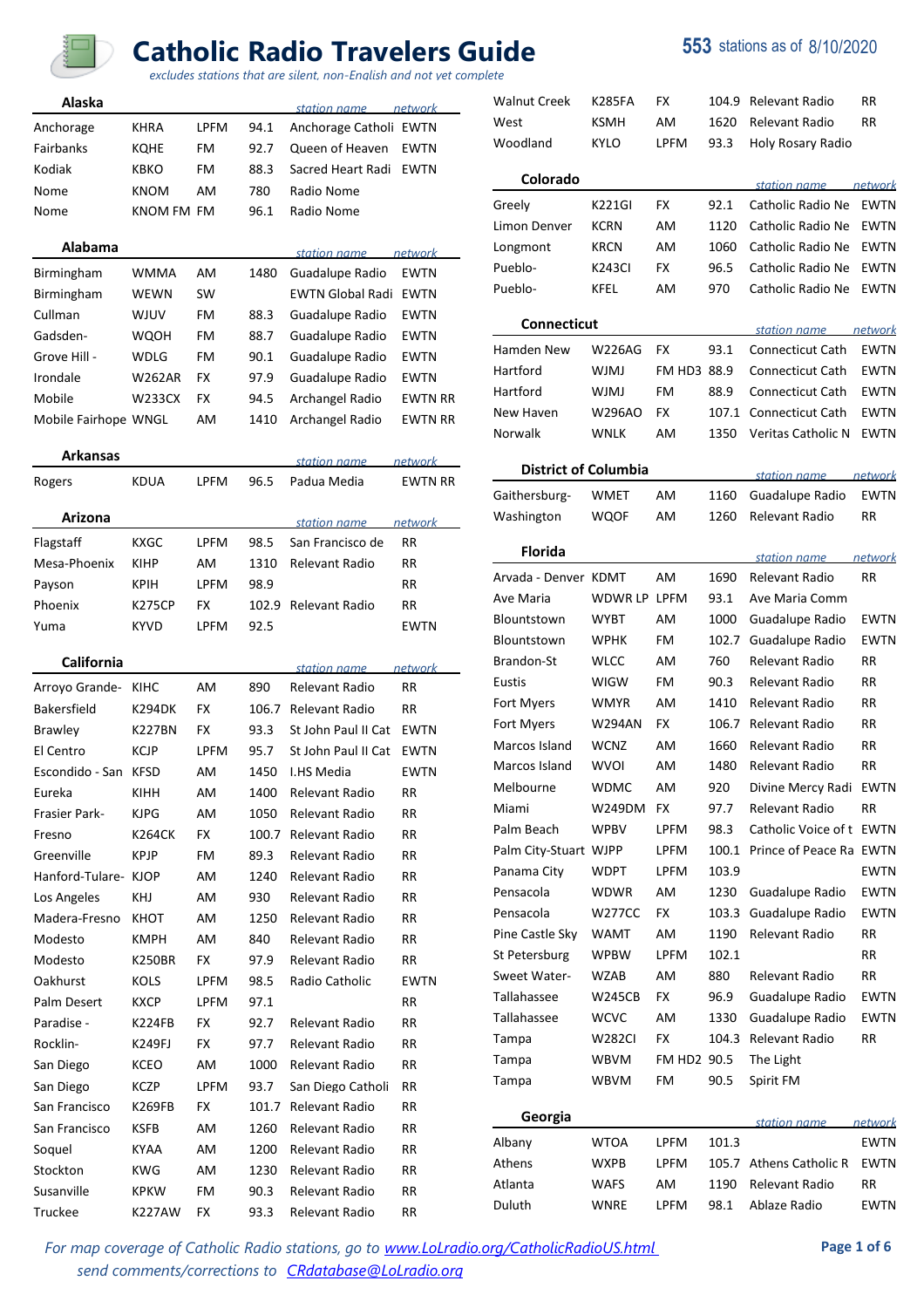# Catholic Radio Travelers Guide

*excludes stations that are silent, non-English and not yet complete*

**553** stations as of 8/10/2020

## Alaska

| | | | | station name | network |
|---|---|---|---|---|---|
| Anchorage | KHRA | LPFM | 94.1 | Anchorage Catholi | EWTN |
| Fairbanks | KQHE | FM | 92.7 | Queen of Heaven | EWTN |
| Kodiak | KBKO | FM | 88.3 | Sacred Heart Radi | EWTN |
| Nome | KNOM | AM | 780 | Radio Nome | |
| Nome | KNOM FM | FM | 96.1 | Radio Nome | |

## Alabama

| | | | | station name | network |
|---|---|---|---|---|---|
| Birmingham | WMMA | AM | 1480 | Guadalupe Radio | EWTN |
| Birmingham | WEWN | SW | | EWTN Global Radi | EWTN |
| Cullman | WJUV | FM | 88.3 | Guadalupe Radio | EWTN |
| Gadsden- | WQOH | FM | 88.7 | Guadalupe Radio | EWTN |
| Grove Hill - | WDLG | FM | 90.1 | Guadalupe Radio | EWTN |
| Irondale | W262AR | FX | 97.9 | Guadalupe Radio | EWTN |
| Mobile | W233CX | FX | 94.5 | Archangel Radio | EWTN RR |
| Mobile Fairhope | WNGL | AM | 1410 | Archangel Radio | EWTN RR |

## Arkansas

| | | | | station name | network |
|---|---|---|---|---|---|
| Rogers | KDUA | LPFM | 96.5 | Padua Media | EWTN RR |

## Arizona

| | | | | station name | network |
|---|---|---|---|---|---|
| Flagstaff | KXGC | LPFM | 98.5 | San Francisco de | RR |
| Mesa-Phoenix | KIHP | AM | 1310 | Relevant Radio | RR |
| Payson | KPIH | LPFM | 98.9 | | RR |
| Phoenix | K275CP | FX | 102.9 | Relevant Radio | RR |
| Yuma | KYVD | LPFM | 92.5 | | EWTN |

## California

| | | | | station name | network |
|---|---|---|---|---|---|
| Arroyo Grande- | KIHC | AM | 890 | Relevant Radio | RR |
| Bakersfield | K294DK | FX | 106.7 | Relevant Radio | RR |
| Brawley | K227BN | FX | 93.3 | St John Paul II Cat | EWTN |
| El Centro | KCJP | LPFM | 95.7 | St John Paul II Cat | EWTN |
| Escondido - San | KFSD | AM | 1450 | I.HS Media | EWTN |
| Eureka | KIHH | AM | 1400 | Relevant Radio | RR |
| Frasier Park- | KJPG | AM | 1050 | Relevant Radio | RR |
| Fresno | K264CK | FX | 100.7 | Relevant Radio | RR |
| Greenville | KPJP | FM | 89.3 | Relevant Radio | RR |
| Hanford-Tulare- | KJOP | AM | 1240 | Relevant Radio | RR |
| Los Angeles | KHJ | AM | 930 | Relevant Radio | RR |
| Madera-Fresno | KHOT | AM | 1250 | Relevant Radio | RR |
| Modesto | KMPH | AM | 840 | Relevant Radio | RR |
| Modesto | K250BR | FX | 97.9 | Relevant Radio | RR |
| Oakhurst | KOLS | LPFM | 98.5 | Radio Catholic | EWTN |
| Palm Desert | KXCP | LPFM | 97.1 | | RR |
| Paradise - | K224FB | FX | 92.7 | Relevant Radio | RR |
| Rocklin- | K249FJ | FX | 97.7 | Relevant Radio | RR |
| San Diego | KCEO | AM | 1000 | Relevant Radio | RR |
| San Diego | KCZP | LPFM | 93.7 | San Diego Catholi | RR |
| San Francisco | K269FB | FX | 101.7 | Relevant Radio | RR |
| San Francisco | KSFB | AM | 1260 | Relevant Radio | RR |
| Soquel | KYAA | AM | 1200 | Relevant Radio | RR |
| Stockton | KWG | AM | 1230 | Relevant Radio | RR |
| Susanville | KPKW | FM | 90.3 | Relevant Radio | RR |
| Truckee | K227AW | FX | 93.3 | Relevant Radio | RR |
| Walnut Creek | K285FA | FX | 104.9 | Relevant Radio | RR |
| West | KSMH | AM | 1620 | Relevant Radio | RR |
| Woodland | KYLO | LPFM | 93.3 | Holy Rosary Radio | |

## Colorado

| | | | | station name | network |
|---|---|---|---|---|---|
| Greely | K221GI | FX | 92.1 | Catholic Radio Ne | EWTN |
| Limon Denver | KCRN | AM | 1120 | Catholic Radio Ne | EWTN |
| Longmont | KRCN | AM | 1060 | Catholic Radio Ne | EWTN |
| Pueblo- | K243CI | FX | 96.5 | Catholic Radio Ne | EWTN |
| Pueblo- | KFEL | AM | 970 | Catholic Radio Ne | EWTN |

## Connecticut

| | | | | station name | network |
|---|---|---|---|---|---|
| Hamden New | W226AG | FX | 93.1 | Connecticut Cath | EWTN |
| Hartford | WJMJ | FM HD3 | 88.9 | Connecticut Cath | EWTN |
| Hartford | WJMJ | FM | 88.9 | Connecticut Cath | EWTN |
| New Haven | W296AO | FX | 107.1 | Connecticut Cath | EWTN |
| Norwalk | WNLK | AM | 1350 | Veritas Catholic N | EWTN |

## District of Columbia

| | | | | station name | network |
|---|---|---|---|---|---|
| Gaithersburg- | WMET | AM | 1160 | Guadalupe Radio | EWTN |
| Washington | WQOF | AM | 1260 | Relevant Radio | RR |

## Florida

| | | | | station name | network |
|---|---|---|---|---|---|
| Arvada - Denver | KDMT | AM | 1690 | Relevant Radio | RR |
| Ave Maria | WDWR LP | LPFM | 93.1 | Ave Maria Comm | |
| Blountstown | WYBT | AM | 1000 | Guadalupe Radio | EWTN |
| Blountstown | WPHK | FM | 102.7 | Guadalupe Radio | EWTN |
| Brandon-St | WLCC | AM | 760 | Relevant Radio | RR |
| Eustis | WIGW | FM | 90.3 | Relevant Radio | RR |
| Fort Myers | WMYR | AM | 1410 | Relevant Radio | RR |
| Fort Myers | W294AN | FX | 106.7 | Relevant Radio | RR |
| Marcos Island | WCNZ | AM | 1660 | Relevant Radio | RR |
| Marcos Island | WVOI | AM | 1480 | Relevant Radio | RR |
| Melbourne | WDMC | AM | 920 | Divine Mercy Radi | EWTN |
| Miami | W249DM | FX | 97.7 | Relevant Radio | RR |
| Palm Beach | WPBV | LPFM | 98.3 | Catholic Voice of t | EWTN |
| Palm City-Stuart | WJPP | LPFM | 100.1 | Prince of Peace Ra | EWTN |
| Panama City | WDPT | LPFM | 103.9 | | EWTN |
| Pensacola | WDWR | AM | 1230 | Guadalupe Radio | EWTN |
| Pensacola | W277CC | FX | 103.3 | Guadalupe Radio | EWTN |
| Pine Castle Sky | WAMT | AM | 1190 | Relevant Radio | RR |
| St Petersburg | WPBW | LPFM | 102.1 | | RR |
| Sweet Water- | WZAB | AM | 880 | Relevant Radio | RR |
| Tallahassee | W245CB | FX | 96.9 | Guadalupe Radio | EWTN |
| Tallahassee | WCVC | AM | 1330 | Guadalupe Radio | EWTN |
| Tampa | W282CI | FX | 104.3 | Relevant Radio | RR |
| Tampa | WBVM | FM HD2 | 90.5 | The Light | |
| Tampa | WBVM | FM | 90.5 | Spirit FM | |

## Georgia

| | | | | station name | network |
|---|---|---|---|---|---|
| Albany | WTOA | LPFM | 101.3 | | EWTN |
| Athens | WXPB | LPFM | 105.7 | Athens Catholic R | EWTN |
| Atlanta | WAFS | AM | 1190 | Relevant Radio | RR |
| Duluth | WNRE | LPFM | 98.1 | Ablaze Radio | EWTN |

*For map coverage of Catholic Radio stations, go to [www.LoLradio.org/CatholicRadioUS.html](www.LoLradio.org/CatholicRadioUS.html)*
*send comments/corrections to [CRdatabase@LoLradio.org](mailto:CRdatabase@LoLradio.org)*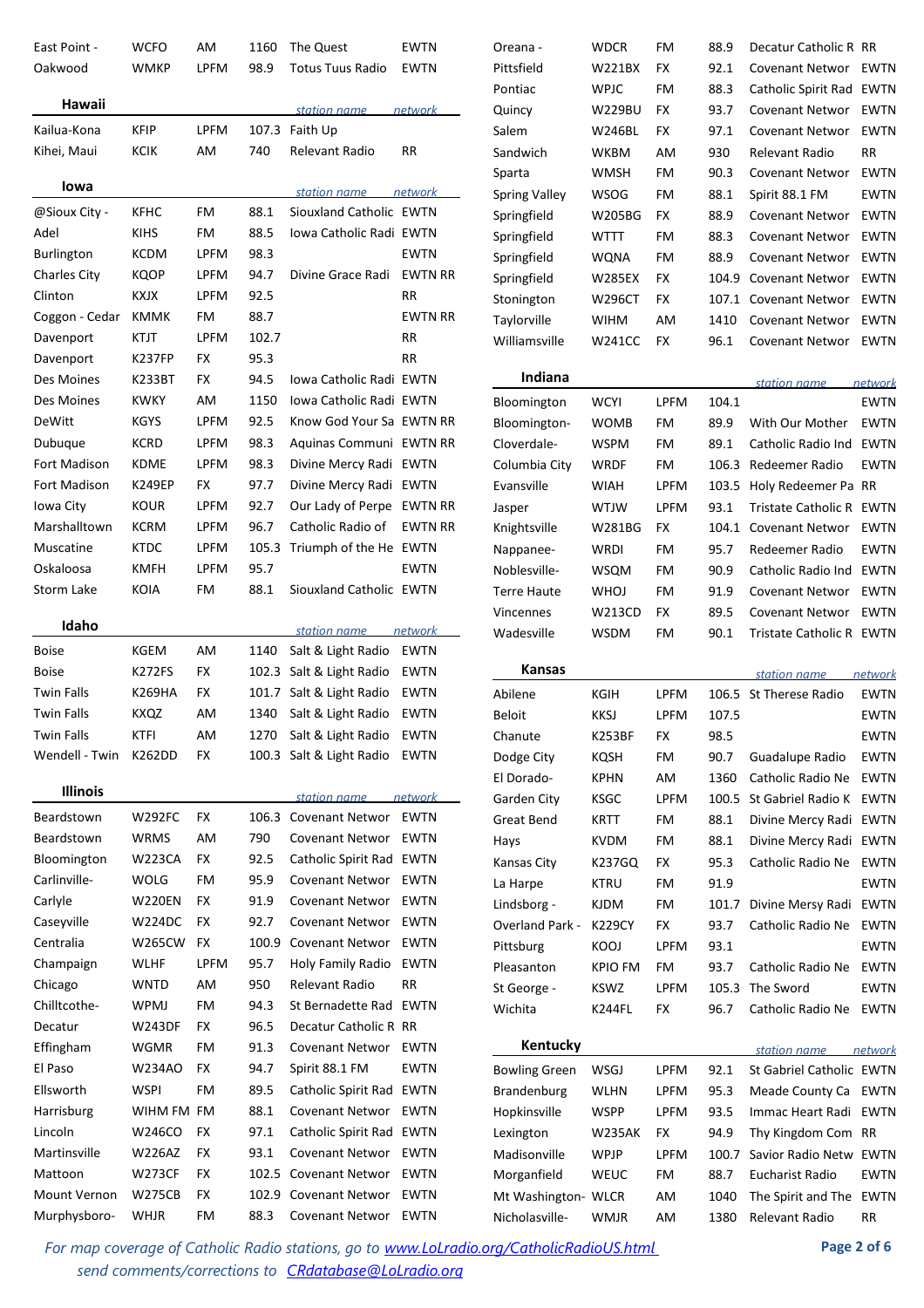| | | | | | |
|---|---|---|---|---|---|
| East Point - | WCFO | AM | 1160 | The Quest | EWTN |
| Oakwood | WMKP | LPFM | 98.9 | Totus Tuus Radio | EWTN |

### Hawaii

| | | | | station name | network |
|---|---|---|---|---|---|
| Kailua-Kona | KFIP | LPFM | 107.3 | Faith Up | |
| Kihei, Maui | KCIK | AM | 740 | Relevant Radio | RR |

### Iowa

| | | | | station name | network |
|---|---|---|---|---|---|
| @Sioux City - | KFHC | FM | 88.1 | Siouxland Catholic | EWTN |
| Adel | KIHS | FM | 88.5 | Iowa Catholic Radi | EWTN |
| Burlington | KCDM | LPFM | 98.3 | | EWTN |
| Charles City | KQOP | LPFM | 94.7 | Divine Grace Radi | EWTN RR |
| Clinton | KXJX | LPFM | 92.5 | | RR |
| Coggon - Cedar | KMMK | FM | 88.7 | | EWTN RR |
| Davenport | KTJT | LPFM | 102.7 | | RR |
| Davenport | K237FP | FX | 95.3 | | RR |
| Des Moines | K233BT | FX | 94.5 | Iowa Catholic Radi | EWTN |
| Des Moines | KWKY | AM | 1150 | Iowa Catholic Radi | EWTN |
| DeWitt | KGYS | LPFM | 92.5 | Know God Your Sa | EWTN RR |
| Dubuque | KCRD | LPFM | 98.3 | Aquinas Communi | EWTN RR |
| Fort Madison | KDME | LPFM | 98.3 | Divine Mercy Radi | EWTN |
| Fort Madison | K249EP | FX | 97.7 | Divine Mercy Radi | EWTN |
| Iowa City | KOUR | LPFM | 92.7 | Our Lady of Perpe | EWTN RR |
| Marshalltown | KCRM | LPFM | 96.7 | Catholic Radio of | EWTN RR |
| Muscatine | KTDC | LPFM | 105.3 | Triumph of the He | EWTN |
| Oskaloosa | KMFH | LPFM | 95.7 | | EWTN |
| Storm Lake | KOIA | FM | 88.1 | Siouxland Catholic | EWTN |

### Idaho

| | | | | station name | network |
|---|---|---|---|---|---|
| Boise | KGEM | AM | 1140 | Salt & Light Radio | EWTN |
| Boise | K272FS | FX | 102.3 | Salt & Light Radio | EWTN |
| Twin Falls | K269HA | FX | 101.7 | Salt & Light Radio | EWTN |
| Twin Falls | KXQZ | AM | 1340 | Salt & Light Radio | EWTN |
| Twin Falls | KTFI | AM | 1270 | Salt & Light Radio | EWTN |
| Wendell - Twin | K262DD | FX | 100.3 | Salt & Light Radio | EWTN |

### Illinois

| | | | | station name | network |
|---|---|---|---|---|---|
| Beardstown | W292FC | FX | 106.3 | Covenant Networ | EWTN |
| Beardstown | WRMS | AM | 790 | Covenant Networ | EWTN |
| Bloomington | W223CA | FX | 92.5 | Catholic Spirit Rad | EWTN |
| Carlinville- | WOLG | FM | 95.9 | Covenant Networ | EWTN |
| Carlyle | W220EN | FX | 91.9 | Covenant Networ | EWTN |
| Caseyville | W224DC | FX | 92.7 | Covenant Networ | EWTN |
| Centralia | W265CW | FX | 100.9 | Covenant Networ | EWTN |
| Champaign | WLHF | LPFM | 95.7 | Holy Family Radio | EWTN |
| Chicago | WNTD | AM | 950 | Relevant Radio | RR |
| Chilltcothe- | WPMJ | FM | 94.3 | St Bernadette Rad | EWTN |
| Decatur | W243DF | FX | 96.5 | Decatur Catholic R | RR |
| Effingham | WGMR | FM | 91.3 | Covenant Networ | EWTN |
| El Paso | W234AO | FX | 94.7 | Spirit 88.1 FM | EWTN |
| Ellsworth | WSPI | FM | 89.5 | Catholic Spirit Rad | EWTN |
| Harrisburg | WIHM FM | FM | 88.1 | Covenant Networ | EWTN |
| Lincoln | W246CO | FX | 97.1 | Catholic Spirit Rad | EWTN |
| Martinsville | W226AZ | FX | 93.1 | Covenant Networ | EWTN |
| Mattoon | W273CF | FX | 102.5 | Covenant Networ | EWTN |
| Mount Vernon | W275CB | FX | 102.9 | Covenant Networ | EWTN |
| Murphysboro- | WHJR | FM | 88.3 | Covenant Networ | EWTN |
| Oreana - | WDCR | FM | 88.9 | Decatur Catholic R | RR |
| Pittsfield | W221BX | FX | 92.1 | Covenant Networ | EWTN |
| Pontiac | WPJC | FM | 88.3 | Catholic Spirit Rad | EWTN |
| Quincy | W229BU | FX | 93.7 | Covenant Networ | EWTN |
| Salem | W246BL | FX | 97.1 | Covenant Networ | EWTN |
| Sandwich | WKBM | AM | 930 | Relevant Radio | RR |
| Sparta | WMSH | FM | 90.3 | Covenant Networ | EWTN |
| Spring Valley | WSOG | FM | 88.1 | Spirit 88.1 FM | EWTN |
| Springfield | W205BG | FX | 88.9 | Covenant Networ | EWTN |
| Springfield | WTTT | FM | 88.3 | Covenant Networ | EWTN |
| Springfield | WQNA | FM | 88.9 | Covenant Networ | EWTN |
| Springfield | W285EX | FX | 104.9 | Covenant Networ | EWTN |
| Stonington | W296CT | FX | 107.1 | Covenant Networ | EWTN |
| Taylorville | WIHM | AM | 1410 | Covenant Networ | EWTN |
| Williamsville | W241CC | FX | 96.1 | Covenant Networ | EWTN |

### Indiana

| | | | | station name | network |
|---|---|---|---|---|---|
| Bloomington | WCYI | LPFM | 104.1 | | EWTN |
| Bloomington- | WOMB | FM | 89.9 | With Our Mother | EWTN |
| Cloverdale- | WSPM | FM | 89.1 | Catholic Radio Ind | EWTN |
| Columbia City | WRDF | FM | 106.3 | Redeemer Radio | EWTN |
| Evansville | WIAH | LPFM | 103.5 | Holy Redeemer Pa | RR |
| Jasper | WTJW | LPFM | 93.1 | Tristate Catholic R | EWTN |
| Knightsville | W281BG | FX | 104.1 | Covenant Networ | EWTN |
| Nappanee- | WRDI | FM | 95.7 | Redeemer Radio | EWTN |
| Noblesville- | WSQM | FM | 90.9 | Catholic Radio Ind | EWTN |
| Terre Haute | WHOJ | FM | 91.9 | Covenant Networ | EWTN |
| Vincennes | W213CD | FX | 89.5 | Covenant Networ | EWTN |
| Wadesville | WSDM | FM | 90.1 | Tristate Catholic R | EWTN |

### Kansas

| | | | | station name | network |
|---|---|---|---|---|---|
| Abilene | KGIH | LPFM | 106.5 | St Therese Radio | EWTN |
| Beloit | KKSJ | LPFM | 107.5 | | EWTN |
| Chanute | K253BF | FX | 98.5 | | EWTN |
| Dodge City | KQSH | FM | 90.7 | Guadalupe Radio | EWTN |
| El Dorado- | KPHN | AM | 1360 | Catholic Radio Ne | EWTN |
| Garden City | KSGC | LPFM | 100.5 | St Gabriel Radio K | EWTN |
| Great Bend | KRTT | FM | 88.1 | Divine Mercy Radi | EWTN |
| Hays | KVDM | FM | 88.1 | Divine Mercy Radi | EWTN |
| Kansas City | K237GQ | FX | 95.3 | Catholic Radio Ne | EWTN |
| La Harpe | KTRU | FM | 91.9 | | EWTN |
| Lindsborg - | KJDM | FM | 101.7 | Divine Mersy Radi | EWTN |
| Overland Park - | K229CY | FX | 93.7 | Catholic Radio Ne | EWTN |
| Pittsburg | KOOJ | LPFM | 93.1 | | EWTN |
| Pleasanton | KPIO FM | FM | 93.7 | Catholic Radio Ne | EWTN |
| St George - | KSWZ | LPFM | 105.3 | The Sword | EWTN |
| Wichita | K244FL | FX | 96.7 | Catholic Radio Ne | EWTN |

### Kentucky

| | | | | station name | network |
|---|---|---|---|---|---|
| Bowling Green | WSGJ | LPFM | 92.1 | St Gabriel Catholic | EWTN |
| Brandenburg | WLHN | LPFM | 95.3 | Meade County Ca | EWTN |
| Hopkinsville | WSPP | LPFM | 93.5 | Immac Heart Radi | EWTN |
| Lexington | W235AK | FX | 94.9 | Thy Kingdom Com | RR |
| Madisonville | WPJP | LPFM | 100.7 | Savior Radio Netw | EWTN |
| Morganfield | WEUC | FM | 88.7 | Eucharist Radio | EWTN |
| Mt Washington- | WLCR | AM | 1040 | The Spirit and The | EWTN |
| Nicholasville- | WMJR | AM | 1380 | Relevant Radio | RR |

*For map coverage of Catholic Radio stations, go to [www.LoLradio.org/CatholicRadioUS.html](www.LoLradio.org/CatholicRadioUS.html)*
*send comments/corrections to [CRdatabase@LoLradio.org](mailto:CRdatabase@LoLradio.org)*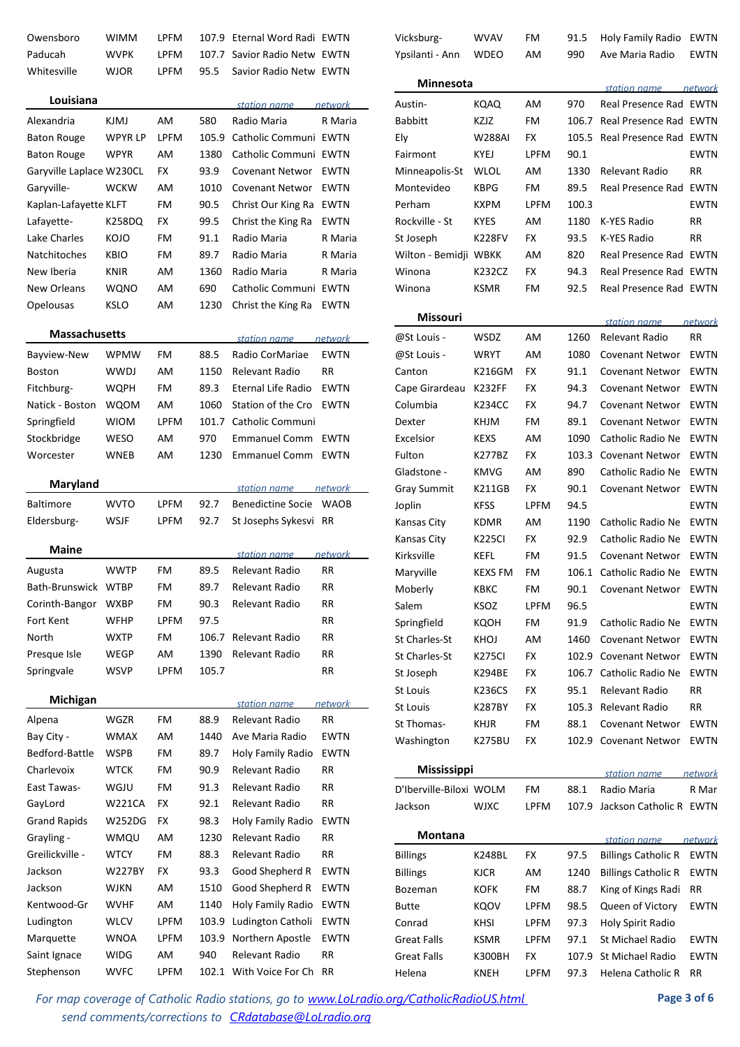| | | | | | |
|---|---|---|---|---|---|
| Owensboro | WIMM | LPFM | 107.9 | Eternal Word Radi | EWTN |
| Paducah | WVPK | LPFM | 107.7 | Savior Radio Netw | EWTN |
| Whitesville | WJOR | LPFM | 95.5 | Savior Radio Netw | EWTN |

**Louisiana**

| | | | | station name | network |
|---|---|---|---|---|---|
| Alexandria | KJMJ | AM | 580 | Radio Maria | R Maria |
| Baton Rouge | WPYR LP | LPFM | 105.9 | Catholic Communi | EWTN |
| Baton Rouge | WPYR | AM | 1380 | Catholic Communi | EWTN |
| Garyville Laplace | W230CL | FX | 93.9 | Covenant Networ | EWTN |
| Garyville- | WCKW | AM | 1010 | Covenant Networ | EWTN |
| Kaplan-Lafayette | KLFT | FM | 90.5 | Christ Our King Ra | EWTN |
| Lafayette- | K258DQ | FX | 99.5 | Christ the King Ra | EWTN |
| Lake Charles | KOJO | FM | 91.1 | Radio Maria | R Maria |
| Natchitoches | KBIO | FM | 89.7 | Radio Maria | R Maria |
| New Iberia | KNIR | AM | 1360 | Radio Maria | R Maria |
| New Orleans | WQNO | AM | 690 | Catholic Communi | EWTN |
| Opelousas | KSLO | AM | 1230 | Christ the King Ra | EWTN |

**Massachusetts**

| | | | | station name | network |
|---|---|---|---|---|---|
| Bayview-New | WPMW | FM | 88.5 | Radio CorMariae | EWTN |
| Boston | WWDJ | AM | 1150 | Relevant Radio | RR |
| Fitchburg- | WQPH | FM | 89.3 | Eternal Life Radio | EWTN |
| Natick - Boston | WQOM | AM | 1060 | Station of the Cro | EWTN |
| Springfield | WIOM | LPFM | 101.7 | Catholic Communi | |
| Stockbridge | WESO | AM | 970 | Emmanuel Comm | EWTN |
| Worcester | WNEB | AM | 1230 | Emmanuel Comm | EWTN |

**Maryland**

| | | | | station name | network |
|---|---|---|---|---|---|
| Baltimore | WVTO | LPFM | 92.7 | Benedictine Socie | WAOB |
| Eldersburg- | WSJF | LPFM | 92.7 | St Josephs Sykesvi | RR |

**Maine**

| | | | | station name | network |
|---|---|---|---|---|---|
| Augusta | WWTP | FM | 89.5 | Relevant Radio | RR |
| Bath-Brunswick | WTBP | FM | 89.7 | Relevant Radio | RR |
| Corinth-Bangor | WXBP | FM | 90.3 | Relevant Radio | RR |
| Fort Kent | WFHP | LPFM | 97.5 | | RR |
| North | WXTP | FM | 106.7 | Relevant Radio | RR |
| Presque Isle | WEGP | AM | 1390 | Relevant Radio | RR |
| Springvale | WSVP | LPFM | 105.7 | | RR |

**Michigan**

| | | | | station name | network |
|---|---|---|---|---|---|
| Alpena | WGZR | FM | 88.9 | Relevant Radio | RR |
| Bay City - | WMAX | AM | 1440 | Ave Maria Radio | EWTN |
| Bedford-Battle | WSPB | FM | 89.7 | Holy Family Radio | EWTN |
| Charlevoix | WTCK | FM | 90.9 | Relevant Radio | RR |
| East Tawas- | WGJU | FM | 91.3 | Relevant Radio | RR |
| GayLord | W221CA | FX | 92.1 | Relevant Radio | RR |
| Grand Rapids | W252DG | FX | 98.3 | Holy Family Radio | EWTN |
| Grayling - | WMQU | AM | 1230 | Relevant Radio | RR |
| Greilickville - | WTCY | FM | 88.3 | Relevant Radio | RR |
| Jackson | W227BY | FX | 93.3 | Good Shepherd R | EWTN |
| Jackson | WJKN | AM | 1510 | Good Shepherd R | EWTN |
| Kentwood-Gr | WVHF | AM | 1140 | Holy Family Radio | EWTN |
| Ludington | WLCV | LPFM | 103.9 | Ludington Catholi | EWTN |
| Marquette | WNOA | LPFM | 103.9 | Northern Apostle | EWTN |
| Saint Ignace | WIDG | AM | 940 | Relevant Radio | RR |
| Stephenson | WVFC | LPFM | 102.1 | With Voice For Ch | RR |
| Vicksburg- | WVAV | FM | 91.5 | Holy Family Radio | EWTN |
| Ypsilanti - Ann | WDEO | AM | 990 | Ave Maria Radio | EWTN |

**Minnesota**

| | | | | station name | network |
|---|---|---|---|---|---|
| Austin- | KQAQ | AM | 970 | Real Presence Rad | EWTN |
| Babbitt | KZJZ | FM | 106.7 | Real Presence Rad | EWTN |
| Ely | W288AI | FX | 105.5 | Real Presence Rad | EWTN |
| Fairmont | KYEJ | LPFM | 90.1 | | EWTN |
| Minneapolis-St | WLOL | AM | 1330 | Relevant Radio | RR |
| Montevideo | KBPG | FM | 89.5 | Real Presence Rad | EWTN |
| Perham | KXPM | LPFM | 100.3 | | EWTN |
| Rockville - St | KYES | AM | 1180 | K-YES Radio | RR |
| St Joseph | K228FV | FX | 93.5 | K-YES Radio | RR |
| Wilton - Bemidji | WBKK | AM | 820 | Real Presence Rad | EWTN |
| Winona | K232CZ | FX | 94.3 | Real Presence Rad | EWTN |
| Winona | KSMR | FM | 92.5 | Real Presence Rad | EWTN |

**Missouri**

| | | | | station name | network |
|---|---|---|---|---|---|
| @St Louis - | WSDZ | AM | 1260 | Relevant Radio | RR |
| @St Louis - | WRYT | AM | 1080 | Covenant Networ | EWTN |
| Canton | K216GM | FX | 91.1 | Covenant Networ | EWTN |
| Cape Girardeau | K232FF | FX | 94.3 | Covenant Networ | EWTN |
| Columbia | K234CC | FX | 94.7 | Covenant Networ | EWTN |
| Dexter | KHJM | FM | 89.1 | Covenant Networ | EWTN |
| Excelsior | KEXS | AM | 1090 | Catholic Radio Ne | EWTN |
| Fulton | K277BZ | FX | 103.3 | Covenant Networ | EWTN |
| Gladstone - | KMVG | AM | 890 | Catholic Radio Ne | EWTN |
| Gray Summit | K211GB | FX | 90.1 | Covenant Networ | EWTN |
| Joplin | KFSS | LPFM | 94.5 | | EWTN |
| Kansas City | KDMR | AM | 1190 | Catholic Radio Ne | EWTN |
| Kansas City | K225CI | FX | 92.9 | Catholic Radio Ne | EWTN |
| Kirksville | KEFL | FM | 91.5 | Covenant Networ | EWTN |
| Maryville | KEXS FM | FM | 106.1 | Catholic Radio Ne | EWTN |
| Moberly | KBKC | FM | 90.1 | Covenant Networ | EWTN |
| Salem | KSOZ | LPFM | 96.5 | | EWTN |
| Springfield | KQOH | FM | 91.9 | Catholic Radio Ne | EWTN |
| St Charles-St | KHOJ | AM | 1460 | Covenant Networ | EWTN |
| St Charles-St | K275CI | FX | 102.9 | Covenant Networ | EWTN |
| St Joseph | K294BE | FX | 106.7 | Catholic Radio Ne | EWTN |
| St Louis | K236CS | FX | 95.1 | Relevant Radio | RR |
| St Louis | K287BY | FX | 105.3 | Relevant Radio | RR |
| St Thomas- | KHJR | FM | 88.1 | Covenant Networ | EWTN |
| Washington | K275BU | FX | 102.9 | Covenant Networ | EWTN |

**Mississippi**

| | | | | station name | network |
|---|---|---|---|---|---|
| D'Iberville-Biloxi | WOLM | FM | 88.1 | Radio Maria | R Mar |
| Jackson | WJXC | LPFM | 107.9 | Jackson Catholic R | EWTN |

**Montana**

| | | | | station name | network |
|---|---|---|---|---|---|
| Billings | K248BL | FX | 97.5 | Billings Catholic R | EWTN |
| Billings | KJCR | AM | 1240 | Billings Catholic R | EWTN |
| Bozeman | KOFK | FM | 88.7 | King of Kings Radi | RR |
| Butte | KQOV | LPFM | 98.5 | Queen of Victory | EWTN |
| Conrad | KHSI | LPFM | 97.3 | Holy Spirit Radio | |
| Great Falls | KSMR | LPFM | 97.1 | St Michael Radio | EWTN |
| Great Falls | K300BH | FX | 107.9 | St Michael Radio | EWTN |
| Helena | KNEH | LPFM | 97.3 | Helena Catholic R | RR |

*For map coverage of Catholic Radio stations, go to [www.LoLradio.org/CatholicRadioUS.html](www.LoLradio.org/CatholicRadioUS.html)*
*send comments/corrections to [CRdatabase@LoLradio.org](mailto:CRdatabase@LoLradio.org)*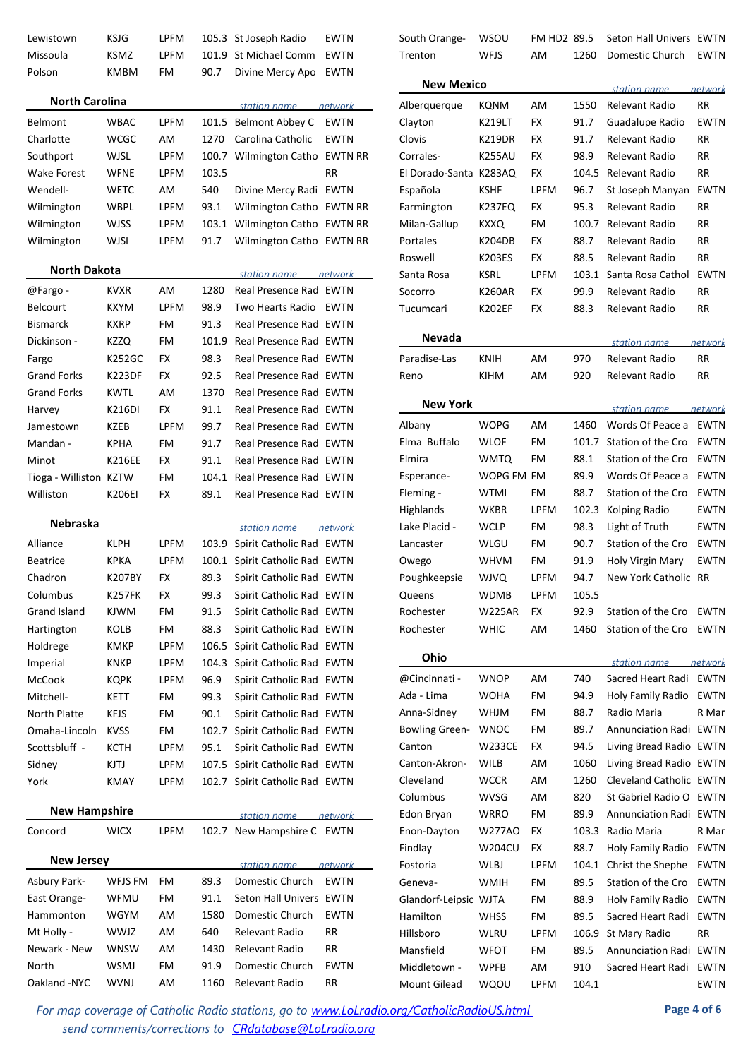| | | | | | |
|---|---|---|---|---|---|
| Lewistown | KSJG | LPFM | 105.3 | St Joseph Radio | EWTN |
| Missoula | KSMZ | LPFM | 101.9 | St Michael Comm | EWTN |
| Polson | KMBM | FM | 90.7 | Divine Mercy Apo | EWTN |

### North Carolina

| | | | | station name | network |
|---|---|---|---|---|---|
| Belmont | WBAC | LPFM | 101.5 | Belmont Abbey C | EWTN |
| Charlotte | WCGC | AM | 1270 | Carolina Catholic | EWTN |
| Southport | WJSL | LPFM | 100.7 | Wilmington Catho | EWTN RR |
| Wake Forest | WFNE | LPFM | 103.5 | | RR |
| Wendell- | WETC | AM | 540 | Divine Mercy Radi | EWTN |
| Wilmington | WBPL | LPFM | 93.1 | Wilmington Catho | EWTN RR |
| Wilmington | WJSS | LPFM | 103.1 | Wilmington Catho | EWTN RR |
| Wilmington | WJSI | LPFM | 91.7 | Wilmington Catho | EWTN RR |

### North Dakota

| | | | | station name | network |
|---|---|---|---|---|---|
| @Fargo - | KVXR | AM | 1280 | Real Presence Rad | EWTN |
| Belcourt | KXYM | LPFM | 98.9 | Two Hearts Radio | EWTN |
| Bismarck | KXRP | FM | 91.3 | Real Presence Rad | EWTN |
| Dickinson - | KZZQ | FM | 101.9 | Real Presence Rad | EWTN |
| Fargo | K252GC | FX | 98.3 | Real Presence Rad | EWTN |
| Grand Forks | K223DF | FX | 92.5 | Real Presence Rad | EWTN |
| Grand Forks | KWTL | AM | 1370 | Real Presence Rad | EWTN |
| Harvey | K216DI | FX | 91.1 | Real Presence Rad | EWTN |
| Jamestown | KZEB | LPFM | 99.7 | Real Presence Rad | EWTN |
| Mandan - | KPHA | FM | 91.7 | Real Presence Rad | EWTN |
| Minot | K216EE | FX | 91.1 | Real Presence Rad | EWTN |
| Tioga - Williston | KZTW | FM | 104.1 | Real Presence Rad | EWTN |
| Williston | K206EI | FX | 89.1 | Real Presence Rad | EWTN |

### Nebraska

| | | | | station name | network |
|---|---|---|---|---|---|
| Alliance | KLPH | LPFM | 103.9 | Spirit Catholic Rad | EWTN |
| Beatrice | KPKA | LPFM | 100.1 | Spirit Catholic Rad | EWTN |
| Chadron | K207BY | FX | 89.3 | Spirit Catholic Rad | EWTN |
| Columbus | K257FK | FX | 99.3 | Spirit Catholic Rad | EWTN |
| Grand Island | KJWM | FM | 91.5 | Spirit Catholic Rad | EWTN |
| Hartington | KOLB | FM | 88.3 | Spirit Catholic Rad | EWTN |
| Holdrege | KMKP | LPFM | 106.5 | Spirit Catholic Rad | EWTN |
| Imperial | KNKP | LPFM | 104.3 | Spirit Catholic Rad | EWTN |
| McCook | KQPK | LPFM | 96.9 | Spirit Catholic Rad | EWTN |
| Mitchell- | KETT | FM | 99.3 | Spirit Catholic Rad | EWTN |
| North Platte | KFJS | FM | 90.1 | Spirit Catholic Rad | EWTN |
| Omaha-Lincoln | KVSS | FM | 102.7 | Spirit Catholic Rad | EWTN |
| Scottsbluff - | KCTH | LPFM | 95.1 | Spirit Catholic Rad | EWTN |
| Sidney | KJTJ | LPFM | 107.5 | Spirit Catholic Rad | EWTN |
| York | KMAY | LPFM | 102.7 | Spirit Catholic Rad | EWTN |

### New Hampshire

| | | | | station name | network |
|---|---|---|---|---|---|
| Concord | WICX | LPFM | 102.7 | New Hampshire C | EWTN |

### New Jersey

| | | | | station name | network |
|---|---|---|---|---|---|
| Asbury Park- | WFJS FM | FM | 89.3 | Domestic Church | EWTN |
| East Orange- | WFMU | FM | 91.1 | Seton Hall Univers | EWTN |
| Hammonton | WGYM | AM | 1580 | Domestic Church | EWTN |
| Mt Holly - | WWJZ | AM | 640 | Relevant Radio | RR |
| Newark - New | WNSW | AM | 1430 | Relevant Radio | RR |
| North | WSMJ | FM | 91.9 | Domestic Church | EWTN |
| Oakland -NYC | WVNJ | AM | 1160 | Relevant Radio | RR |
| South Orange- | WSOU | FM HD2 | 89.5 | Seton Hall Univers | EWTN |
| Trenton | WFJS | AM | 1260 | Domestic Church | EWTN |

### New Mexico

| | | | | station name | network |
|---|---|---|---|---|---|
| Alberquerque | KQNM | AM | 1550 | Relevant Radio | RR |
| Clayton | K219LT | FX | 91.7 | Guadalupe Radio | EWTN |
| Clovis | K219DR | FX | 91.7 | Relevant Radio | RR |
| Corrales- | K255AU | FX | 98.9 | Relevant Radio | RR |
| El Dorado-Santa | K283AQ | FX | 104.5 | Relevant Radio | RR |
| Española | KSHF | LPFM | 96.7 | St Joseph Manyan | EWTN |
| Farmington | K237EQ | FX | 95.3 | Relevant Radio | RR |
| Milan-Gallup | KXXQ | FM | 100.7 | Relevant Radio | RR |
| Portales | K204DB | FX | 88.7 | Relevant Radio | RR |
| Roswell | K203ES | FX | 88.5 | Relevant Radio | RR |
| Santa Rosa | KSRL | LPFM | 103.1 | Santa Rosa Cathol | EWTN |
| Socorro | K260AR | FX | 99.9 | Relevant Radio | RR |
| Tucumcari | K202EF | FX | 88.3 | Relevant Radio | RR |

### Nevada

| | | | | station name | network |
|---|---|---|---|---|---|
| Paradise-Las | KNIH | AM | 970 | Relevant Radio | RR |
| Reno | KIHM | AM | 920 | Relevant Radio | RR |

### New York

| | | | | station name | network |
|---|---|---|---|---|---|
| Albany | WOPG | AM | 1460 | Words Of Peace a | EWTN |
| Elma Buffalo | WLOF | FM | 101.7 | Station of the Cro | EWTN |
| Elmira | WMTQ | FM | 88.1 | Station of the Cro | EWTN |
| Esperance- | WOPG FM | FM | 89.9 | Words Of Peace a | EWTN |
| Fleming - | WTMI | FM | 88.7 | Station of the Cro | EWTN |
| Highlands | WKBR | LPFM | 102.3 | Kolping Radio | EWTN |
| Lake Placid - | WCLP | FM | 98.3 | Light of Truth | EWTN |
| Lancaster | WLGU | FM | 90.7 | Station of the Cro | EWTN |
| Owego | WHVM | FM | 91.9 | Holy Virgin Mary | EWTN |
| Poughkeepsie | WJVQ | LPFM | 94.7 | New York Catholic | RR |
| Queens | WDMB | LPFM | 105.5 | | |
| Rochester | W225AR | FX | 92.9 | Station of the Cro | EWTN |
| Rochester | WHIC | AM | 1460 | Station of the Cro | EWTN |

### Ohio

| | | | | station name | network |
|---|---|---|---|---|---|
| @Cincinnati - | WNOP | AM | 740 | Sacred Heart Radi | EWTN |
| Ada - Lima | WOHA | FM | 94.9 | Holy Family Radio | EWTN |
| Anna-Sidney | WHJM | FM | 88.7 | Radio Maria | R Mar |
| Bowling Green- | WNOC | FM | 89.7 | Annunciation Radi | EWTN |
| Canton | W233CE | FX | 94.5 | Living Bread Radio | EWTN |
| Canton-Akron- | WILB | AM | 1060 | Living Bread Radio | EWTN |
| Cleveland | WCCR | AM | 1260 | Cleveland Catholic | EWTN |
| Columbus | WVSG | AM | 820 | St Gabriel Radio O | EWTN |
| Edon Bryan | WRRO | FM | 89.9 | Annunciation Radi | EWTN |
| Enon-Dayton | W277AO | FX | 103.3 | Radio Maria | R Mar |
| Findlay | W204CU | FX | 88.7 | Holy Family Radio | EWTN |
| Fostoria | WLBJ | LPFM | 104.1 | Christ the Shephe | EWTN |
| Geneva- | WMIH | FM | 89.5 | Station of the Cro | EWTN |
| Glandorf-Leipsic | WJTA | FM | 88.9 | Holy Family Radio | EWTN |
| Hamilton | WHSS | FM | 89.5 | Sacred Heart Radi | EWTN |
| Hillsboro | WLRU | LPFM | 106.9 | St Mary Radio | RR |
| Mansfield | WFOT | FM | 89.5 | Annunciation Radi | EWTN |
| Middletown - | WPFB | AM | 910 | Sacred Heart Radi | EWTN |
| Mount Gilead | WQOU | LPFM | 104.1 | | EWTN |

*For map coverage of Catholic Radio stations, go to www.LoLradio.org/CatholicRadioUS.html*
*send comments/corrections to CRdatabase@LoLradio.org*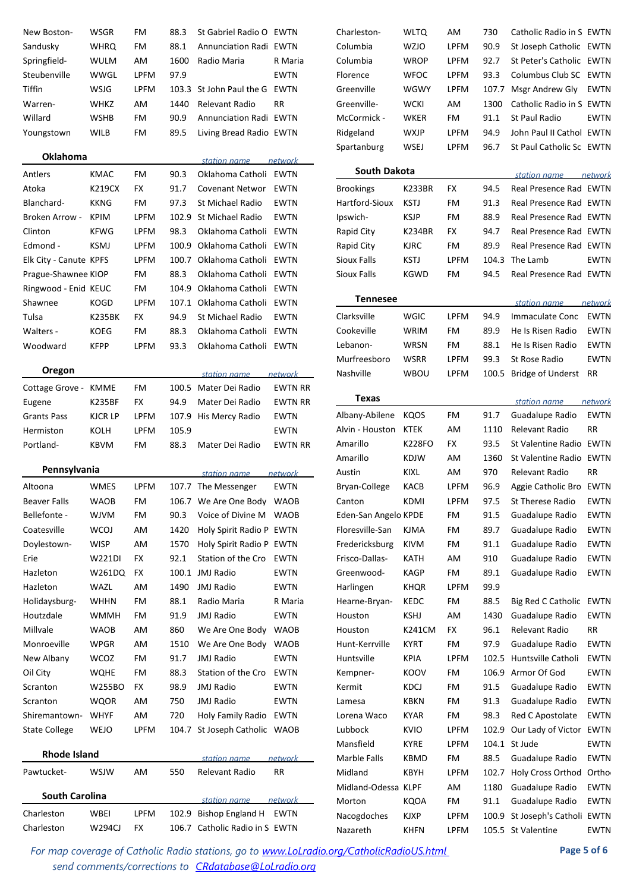| | | | | | |
|---|---|---|---|---|---|
| New Boston- | WSGR | FM | 88.3 | St Gabriel Radio O | EWTN |
| Sandusky | WHRQ | FM | 88.1 | Annunciation Radi | EWTN |
| Springfield- | WULM | AM | 1600 | Radio Maria | R Maria |
| Steubenville | WWGL | LPFM | 97.9 | | EWTN |
| Tiffin | WSJG | LPFM | 103.3 | St John Paul the G | EWTN |
| Warren- | WHKZ | AM | 1440 | Relevant Radio | RR |
| Willard | WSHB | FM | 90.9 | Annunciation Radi | EWTN |
| Youngstown | WILB | FM | 89.5 | Living Bread Radio | EWTN |

| Oklahoma | | | | station name | network |
|---|---|---|---|---|---|
| Antlers | KMAC | FM | 90.3 | Oklahoma Catholi | EWTN |
| Atoka | K219CX | FX | 91.7 | Covenant Networ | EWTN |
| Blanchard- | KKNG | FM | 97.3 | St Michael Radio | EWTN |
| Broken Arrow - | KPIM | LPFM | 102.9 | St Michael Radio | EWTN |
| Clinton | KFWG | LPFM | 98.3 | Oklahoma Catholi | EWTN |
| Edmond - | KSMJ | LPFM | 100.9 | Oklahoma Catholi | EWTN |
| Elk City - Canute | KPFS | LPFM | 100.7 | Oklahoma Catholi | EWTN |
| Prague-Shawnee | KIOP | FM | 88.3 | Oklahoma Catholi | EWTN |
| Ringwood - Enid | KEUC | FM | 104.9 | Oklahoma Catholi | EWTN |
| Shawnee | KOGD | LPFM | 107.1 | Oklahoma Catholi | EWTN |
| Tulsa | K235BK | FX | 94.9 | St Michael Radio | EWTN |
| Walters - | KOEG | FM | 88.3 | Oklahoma Catholi | EWTN |
| Woodward | KFPP | LPFM | 93.3 | Oklahoma Catholi | EWTN |

| Oregon | | | | station name | network |
|---|---|---|---|---|---|
| Cottage Grove - | KMME | FM | 100.5 | Mater Dei Radio | EWTN RR |
| Eugene | K235BF | FX | 94.9 | Mater Dei Radio | EWTN RR |
| Grants Pass | KJCR LP | LPFM | 107.9 | His Mercy Radio | EWTN |
| Hermiston | KOLH | LPFM | 105.9 | | EWTN |
| Portland- | KBVM | FM | 88.3 | Mater Dei Radio | EWTN RR |

| Pennsylvania | | | | station name | network |
|---|---|---|---|---|---|
| Altoona | WMES | LPFM | 107.7 | The Messenger | EWTN |
| Beaver Falls | WAOB | FM | 106.7 | We Are One Body | WAOB |
| Bellefonte - | WJVM | FM | 90.3 | Voice of Divine M | WAOB |
| Coatesville | WCOJ | AM | 1420 | Holy Spirit Radio P | EWTN |
| Doylestown- | WISP | AM | 1570 | Holy Spirit Radio P | EWTN |
| Erie | W221DI | FX | 92.1 | Station of the Cro | EWTN |
| Hazleton | W261DQ | FX | 100.1 | JMJ Radio | EWTN |
| Hazleton | WAZL | AM | 1490 | JMJ Radio | EWTN |
| Holidaysburg- | WHHN | FM | 88.1 | Radio Maria | R Maria |
| Houtzdale | WMMH | FM | 91.9 | JMJ Radio | EWTN |
| Millvale | WAOB | AM | 860 | We Are One Body | WAOB |
| Monroeville | WPGR | AM | 1510 | We Are One Body | WAOB |
| New Albany | WCOZ | FM | 91.7 | JMJ Radio | EWTN |
| Oil City | WQHE | FM | 88.3 | Station of the Cro | EWTN |
| Scranton | W255BO | FX | 98.9 | JMJ Radio | EWTN |
| Scranton | WQOR | AM | 750 | JMJ Radio | EWTN |
| Shiremantown- | WHYF | AM | 720 | Holy Family Radio | EWTN |
| State College | WEJO | LPFM | 104.7 | St Joseph Catholic | WAOB |

| Rhode Island | | | | station name | network |
|---|---|---|---|---|---|
| Pawtucket- | WSJW | AM | 550 | Relevant Radio | RR |

| South Carolina | | | | station name | network |
|---|---|---|---|---|---|
| Charleston | WBEI | LPFM | 102.9 | Bishop England H | EWTN |
| Charleston | W294CJ | FX | 106.7 | Catholic Radio in S | EWTN |
| Charleston- | WLTQ | AM | 730 | Catholic Radio in S | EWTN |
| Columbia | WZJO | LPFM | 90.9 | St Joseph Catholic | EWTN |
| Columbia | WROP | LPFM | 92.7 | St Peter's Catholic | EWTN |
| Florence | WFOC | LPFM | 93.3 | Columbus Club SC | EWTN |
| Greenville | WGWY | LPFM | 107.7 | Msgr Andrew Gly | EWTN |
| Greenville- | WCKI | AM | 1300 | Catholic Radio in S | EWTN |
| McCormick - | WKER | FM | 91.1 | St Paul Radio | EWTN |
| Ridgeland | WXJP | LPFM | 94.9 | John Paul II Cathol | EWTN |
| Spartanburg | WSEJ | LPFM | 96.7 | St Paul Catholic Sc | EWTN |

| South Dakota | | | | station name | network |
|---|---|---|---|---|---|
| Brookings | K233BR | FX | 94.5 | Real Presence Rad | EWTN |
| Hartford-Sioux | KSTJ | FM | 91.3 | Real Presence Rad | EWTN |
| Ipswich- | KSJP | FM | 88.9 | Real Presence Rad | EWTN |
| Rapid City | K234BR | FX | 94.7 | Real Presence Rad | EWTN |
| Rapid City | KJRC | FM | 89.9 | Real Presence Rad | EWTN |
| Sioux Falls | KSTJ | LPFM | 104.3 | The Lamb | EWTN |
| Sioux Falls | KGWD | FM | 94.5 | Real Presence Rad | EWTN |

| Tennesee | | | | station name | network |
|---|---|---|---|---|---|
| Clarksville | WGIC | LPFM | 94.9 | Immaculate Conc | EWTN |
| Cookeville | WRIM | FM | 89.9 | He Is Risen Radio | EWTN |
| Lebanon- | WRSN | FM | 88.1 | He Is Risen Radio | EWTN |
| Murfreesboro | WSRR | LPFM | 99.3 | St Rose Radio | EWTN |
| Nashville | WBOU | LPFM | 100.5 | Bridge of Underst | RR |

| Texas | | | | station name | network |
|---|---|---|---|---|---|
| Albany-Abilene | KQOS | FM | 91.7 | Guadalupe Radio | EWTN |
| Alvin - Houston | KTEK | AM | 1110 | Relevant Radio | RR |
| Amarillo | K228FO | FX | 93.5 | St Valentine Radio | EWTN |
| Amarillo | KDJW | AM | 1360 | St Valentine Radio | EWTN |
| Austin | KIXL | AM | 970 | Relevant Radio | RR |
| Bryan-College | KACB | LPFM | 96.9 | Aggie Catholic Bro | EWTN |
| Canton | KDMI | LPFM | 97.5 | St Therese Radio | EWTN |
| Eden-San Angelo | KPDE | FM | 91.5 | Guadalupe Radio | EWTN |
| Floresville-San | KJMA | FM | 89.7 | Guadalupe Radio | EWTN |
| Fredericksburg | KIVM | FM | 91.1 | Guadalupe Radio | EWTN |
| Frisco-Dallas- | KATH | AM | 910 | Guadalupe Radio | EWTN |
| Greenwood- | KAGP | FM | 89.1 | Guadalupe Radio | EWTN |
| Harlingen | KHQR | LPFM | 99.9 | | |
| Hearne-Bryan- | KEDC | FM | 88.5 | Big Red C Catholic | EWTN |
| Houston | KSHJ | AM | 1430 | Guadalupe Radio | EWTN |
| Houston | K241CM | FX | 96.1 | Relevant Radio | RR |
| Hunt-Kerrville | KYRT | FM | 97.9 | Guadalupe Radio | EWTN |
| Huntsville | KPIA | LPFM | 102.5 | Huntsville Catholi | EWTN |
| Kempner- | KOOV | FM | 106.9 | Armor Of God | EWTN |
| Kermit | KDCJ | FM | 91.5 | Guadalupe Radio | EWTN |
| Lamesa | KBKN | FM | 91.3 | Guadalupe Radio | EWTN |
| Lorena Waco | KYAR | FM | 98.3 | Red C Apostolate | EWTN |
| Lubbock | KVIO | LPFM | 102.9 | Our Lady of Victor | EWTN |
| Mansfield | KYRE | LPFM | 104.1 | St Jude | EWTN |
| Marble Falls | KBMD | FM | 88.5 | Guadalupe Radio | EWTN |
| Midland | KBYH | LPFM | 102.7 | Holy Cross Orthod | Ortho |
| Midland-Odessa | KLPF | AM | 1180 | Guadalupe Radio | EWTN |
| Morton | KQOA | FM | 91.1 | Guadalupe Radio | EWTN |
| Nacogdoches | KJXP | LPFM | 100.9 | St Joseph's Catholi | EWTN |
| Nazareth | KHFN | LPFM | 105.5 | St Valentine | EWTN |

*For map coverage of Catholic Radio stations, go to www.LoLradio.org/CatholicRadioUS.html*
*send comments/corrections to CRdatabase@LoLradio.org*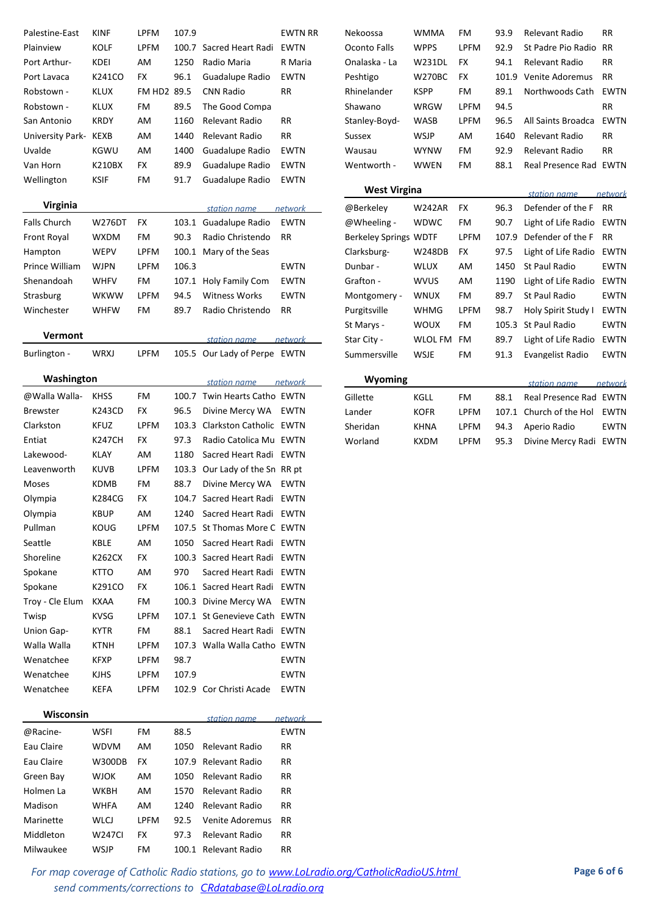| | | | | | |
|---|---|---|---|---|---|
| Palestine-East | KINF | LPFM | 107.9 | | EWTN RR |
| Plainview | KOLF | LPFM | 100.7 | Sacred Heart Radi | EWTN |
| Port Arthur- | KDEI | AM | 1250 | Radio Maria | R Maria |
| Port Lavaca | K241CO | FX | 96.1 | Guadalupe Radio | EWTN |
| Robstown - | KLUX | FM HD2 | 89.5 | CNN Radio | RR |
| Robstown - | KLUX | FM | 89.5 | The Good Compa | |
| San Antonio | KRDY | AM | 1160 | Relevant Radio | RR |
| University Park- | KEXB | AM | 1440 | Relevant Radio | RR |
| Uvalde | KGWU | AM | 1400 | Guadalupe Radio | EWTN |
| Van Horn | K210BX | FX | 89.9 | Guadalupe Radio | EWTN |
| Wellington | KSIF | FM | 91.7 | Guadalupe Radio | EWTN |

## Virginia

| | | | | station name | network |
|---|---|---|---|---|---|
| Falls Church | W276DT | FX | 103.1 | Guadalupe Radio | EWTN |
| Front Royal | WXDM | FM | 90.3 | Radio Christendo | RR |
| Hampton | WEPV | LPFM | 100.1 | Mary of the Seas | |
| Prince William | WJPN | LPFM | 106.3 | | EWTN |
| Shenandoah | WHFV | FM | 107.1 | Holy Family Com | EWTN |
| Strasburg | WKWW | LPFM | 94.5 | Witness Works | EWTN |
| Winchester | WHFW | FM | 89.7 | Radio Christendo | RR |

## Vermont

| | | | | station name | network |
|---|---|---|---|---|---|
| Burlington - | WRXJ | LPFM | 105.5 | Our Lady of Perpe | EWTN |

## Washington

| | | | | station name | network |
|---|---|---|---|---|---|
| @Walla Walla- | KHSS | FM | 100.7 | Twin Hearts Catho | EWTN |
| Brewster | K243CD | FX | 96.5 | Divine Mercy WA | EWTN |
| Clarkston | KFUZ | LPFM | 103.3 | Clarkston Catholic | EWTN |
| Entiat | K247CH | FX | 97.3 | Radio Catolica Mu | EWTN |
| Lakewood- | KLAY | AM | 1180 | Sacred Heart Radi | EWTN |
| Leavenworth | KUVB | LPFM | 103.3 | Our Lady of the Sn | RR pt |
| Moses | KDMB | FM | 88.7 | Divine Mercy WA | EWTN |
| Olympia | K284CG | FX | 104.7 | Sacred Heart Radi | EWTN |
| Olympia | KBUP | AM | 1240 | Sacred Heart Radi | EWTN |
| Pullman | KOUG | LPFM | 107.5 | St Thomas More C | EWTN |
| Seattle | KBLE | AM | 1050 | Sacred Heart Radi | EWTN |
| Shoreline | K262CX | FX | 100.3 | Sacred Heart Radi | EWTN |
| Spokane | KTTO | AM | 970 | Sacred Heart Radi | EWTN |
| Spokane | K291CO | FX | 106.1 | Sacred Heart Radi | EWTN |
| Troy - Cle Elum | KXAA | FM | 100.3 | Divine Mercy WA | EWTN |
| Twisp | KVSG | LPFM | 107.1 | St Genevieve Cath | EWTN |
| Union Gap- | KYTR | FM | 88.1 | Sacred Heart Radi | EWTN |
| Walla Walla | KTNH | LPFM | 107.3 | Walla Walla Catho | EWTN |
| Wenatchee | KFXP | LPFM | 98.7 | | EWTN |
| Wenatchee | KJHS | LPFM | 107.9 | | EWTN |
| Wenatchee | KEFA | LPFM | 102.9 | Cor Christi Acade | EWTN |

## Wisconsin

| | | | | station name | network |
|---|---|---|---|---|---|
| @Racine- | WSFI | FM | 88.5 | | EWTN |
| Eau Claire | WDVM | AM | 1050 | Relevant Radio | RR |
| Eau Claire | W300DB | FX | 107.9 | Relevant Radio | RR |
| Green Bay | WJOK | AM | 1050 | Relevant Radio | RR |
| Holmen La | WKBH | AM | 1570 | Relevant Radio | RR |
| Madison | WHFA | AM | 1240 | Relevant Radio | RR |
| Marinette | WLCJ | LPFM | 92.5 | Venite Adoremus | RR |
| Middleton | W247CI | FX | 97.3 | Relevant Radio | RR |
| Milwaukee | WSJP | FM | 100.1 | Relevant Radio | RR |
| Nekoossa | WMMA | FM | 93.9 | Relevant Radio | RR |
| Oconto Falls | WPPS | LPFM | 92.9 | St Padre Pio Radio | RR |
| Onalaska - La | W231DL | FX | 94.1 | Relevant Radio | RR |
| Peshtigo | W270BC | FX | 101.9 | Venite Adoremus | RR |
| Rhinelander | KSPP | FM | 89.1 | Northwoods Cath | EWTN |
| Shawano | WRGW | LPFM | 94.5 | | RR |
| Stanley-Boyd- | WASB | LPFM | 96.5 | All Saints Broadca | EWTN |
| Sussex | WSJP | AM | 1640 | Relevant Radio | RR |
| Wausau | WYNW | FM | 92.9 | Relevant Radio | RR |
| Wentworth - | WWEN | FM | 88.1 | Real Presence Rad | EWTN |

## West Virgina

| | | | | station name | network |
|---|---|---|---|---|---|
| @Berkeley | W242AR | FX | 96.3 | Defender of the F | RR |
| @Wheeling - | WDWC | FM | 90.7 | Light of Life Radio | EWTN |
| Berkeley Springs | WDTF | LPFM | 107.9 | Defender of the F | RR |
| Clarksburg- | W248DB | FX | 97.5 | Light of Life Radio | EWTN |
| Dunbar - | WLUX | AM | 1450 | St Paul Radio | EWTN |
| Grafton - | WVUS | AM | 1190 | Light of Life Radio | EWTN |
| Montgomery - | WNUX | FM | 89.7 | St Paul Radio | EWTN |
| Purgitsville | WHMG | LPFM | 98.7 | Holy Spirit Study I | EWTN |
| St Marys - | WOUX | FM | 105.3 | St Paul Radio | EWTN |
| Star City - | WLOL FM | FM | 89.7 | Light of Life Radio | EWTN |
| Summersville | WSJE | FM | 91.3 | Evangelist Radio | EWTN |

## Wyoming

| | | | | station name | network |
|---|---|---|---|---|---|
| Gillette | KGLL | FM | 88.1 | Real Presence Rad | EWTN |
| Lander | KOFR | LPFM | 107.1 | Church of the Hol | EWTN |
| Sheridan | KHNA | LPFM | 94.3 | Aperio Radio | EWTN |
| Worland | KXDM | LPFM | 95.3 | Divine Mercy Radi | EWTN |

*For map coverage of Catholic Radio stations, go to [www.LoLradio.org/CatholicRadioUS.html](www.LoLradio.org/CatholicRadioUS.html)*
*send comments/corrections to [CRdatabase@LoLradio.org](mailto:CRdatabase@LoLradio.org)*